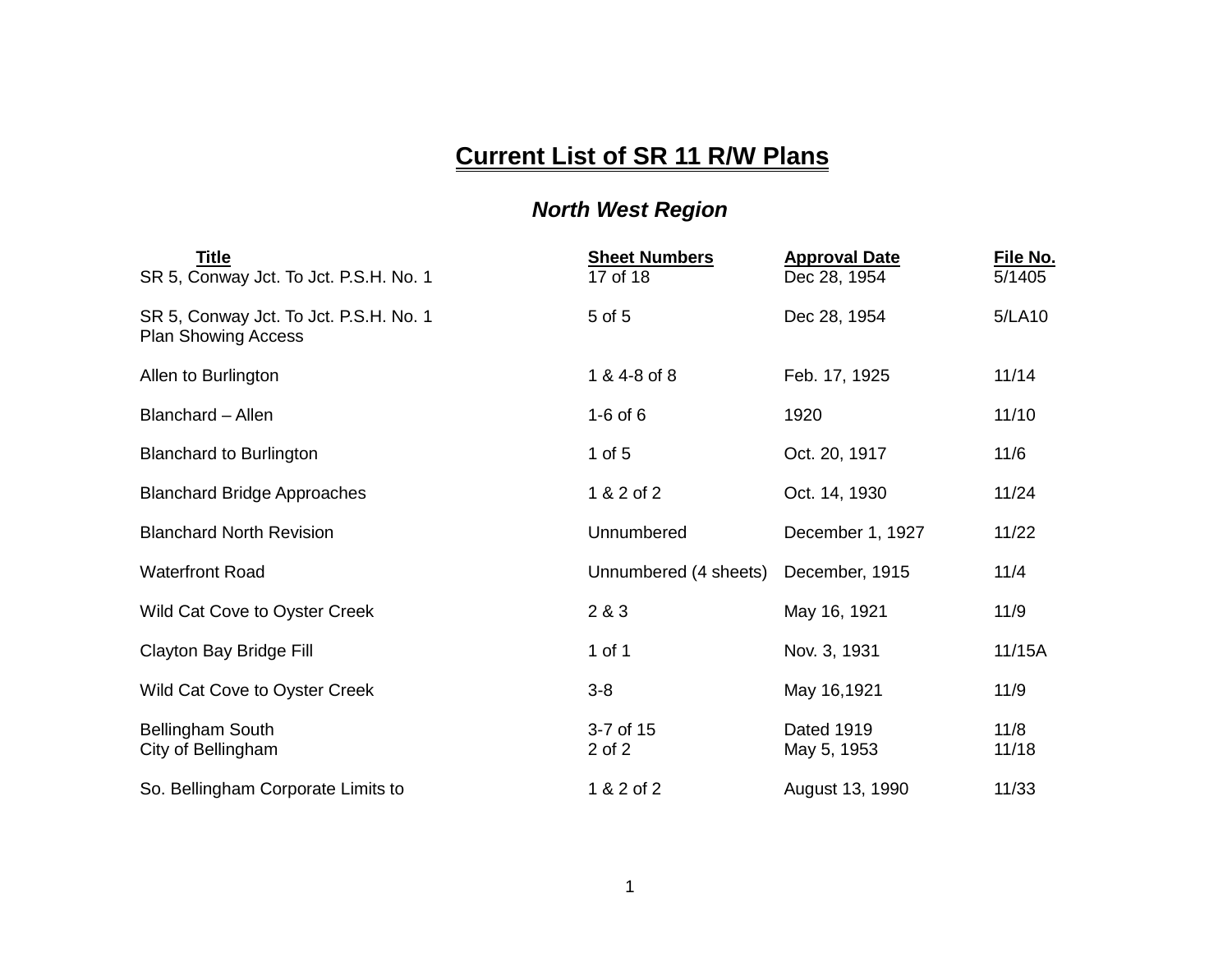# Current List of SR 11 R/W Plans

## *North West Region*

| Title | Sheet Numbers | Approval Date | File No. |
|---|---|---|---|
| SR 5, Conway Jct. To Jct. P.S.H. No. 1 | 17 of 18 | Dec 28, 1954 | 5/1405 |
| SR 5, Conway Jct. To Jct. P.S.H. No. 1 Plan Showing Access | 5 of 5 | Dec 28, 1954 | 5/LA10 |
| Allen to Burlington | 1 & 4-8 of 8 | Feb. 17, 1925 | 11/14 |
| Blanchard – Allen | 1-6 of 6 | 1920 | 11/10 |
| Blanchard to Burlington | 1 of 5 | Oct. 20, 1917 | 11/6 |
| Blanchard Bridge Approaches | 1 & 2 of 2 | Oct. 14, 1930 | 11/24 |
| Blanchard North Revision | Unnumbered | December 1, 1927 | 11/22 |
| Waterfront Road | Unnumbered (4 sheets) | December, 1915 | 11/4 |
| Wild Cat Cove to Oyster Creek | 2 & 3 | May 16, 1921 | 11/9 |
| Clayton Bay Bridge Fill | 1 of 1 | Nov. 3, 1931 | 11/15A |
| Wild Cat Cove to Oyster Creek | 3-8 | May 16,1921 | 11/9 |
| Bellingham South | 3-7 of 15 | Dated 1919 | 11/8 |
| City of Bellingham | 2 of 2 | May 5, 1953 | 11/18 |
| So. Bellingham Corporate Limits to | 1 & 2 of 2 | August 13, 1990 | 11/33 |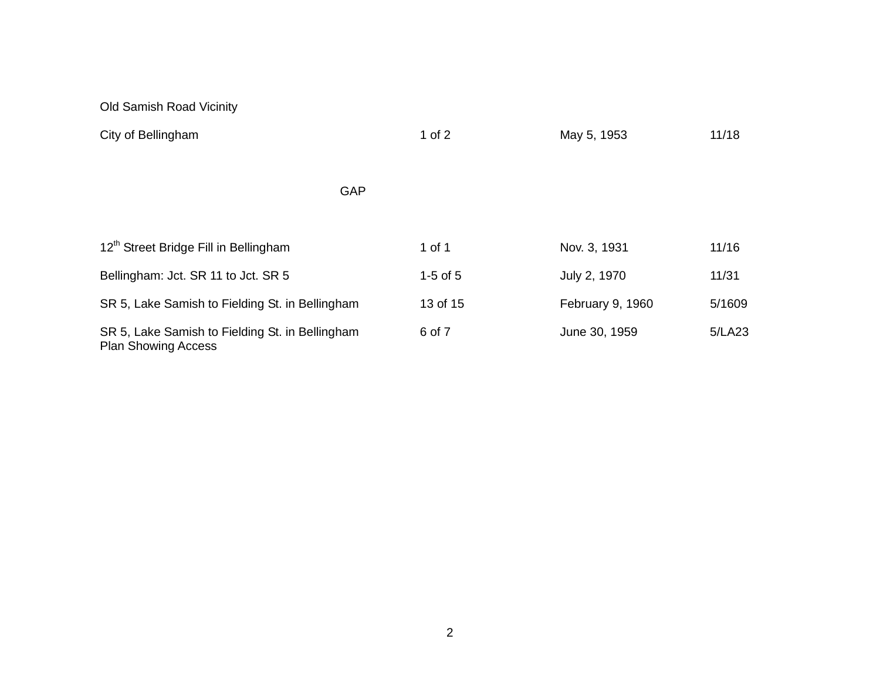| | | | |
|---|---|---|---|
| Old Samish Road Vicinity | | | |
| City of Bellingham | 1 of 2 | May 5, 1953 | 11/18 |
| GAP | | | |
| 12th Street Bridge Fill in Bellingham | 1 of 1 | Nov. 3, 1931 | 11/16 |
| Bellingham: Jct. SR 11 to Jct. SR 5 | 1-5 of 5 | July 2, 1970 | 11/31 |
| SR 5, Lake Samish to Fielding St. in Bellingham | 13 of 15 | February 9, 1960 | 5/1609 |
| SR 5, Lake Samish to Fielding St. in Bellingham Plan Showing Access | 6 of 7 | June 30, 1959 | 5/LA23 |